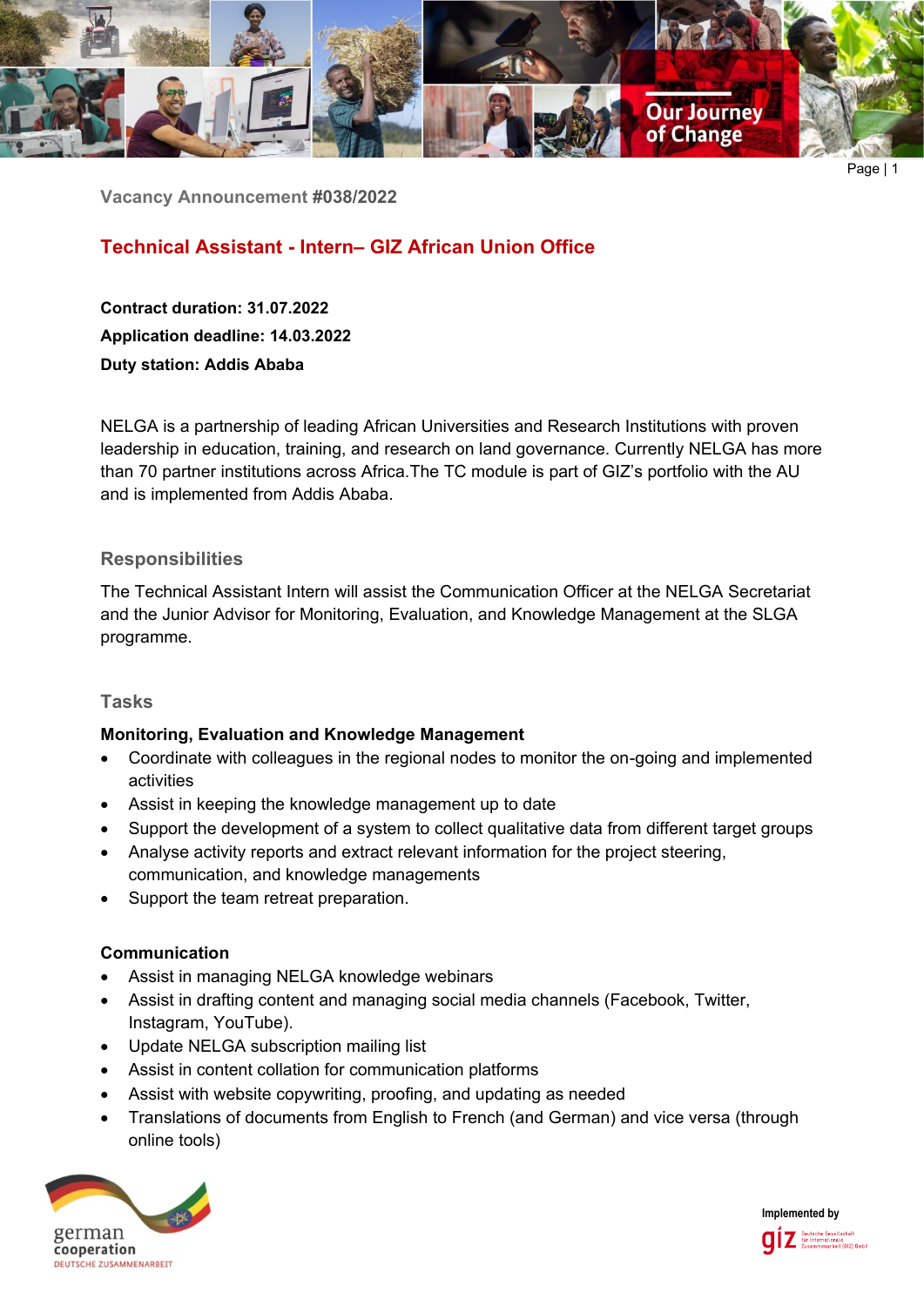Vacancy Announcement #038/2022

# Technical Assistant - Intern– GIZ African Union Office

**Contract duration: 31.07.2022**

**Application deadline: 14.03.2022**

**Duty station: Addis Ababa**

NELGA is a partnership of leading African Universities and Research Institutions with proven leadership in education, training, and research on land governance. Currently NELGA has more than 70 partner institutions across Africa.The TC module is part of GIZ's portfolio with the AU and is implemented from Addis Ababa.

## Responsibilities

The Technical Assistant Intern will assist the Communication Officer at the NELGA Secretariat and the Junior Advisor for Monitoring, Evaluation, and Knowledge Management at the SLGA programme.

## Tasks

**Monitoring, Evaluation and Knowledge Management**

- Coordinate with colleagues in the regional nodes to monitor the on-going and implemented activities
- Assist in keeping the knowledge management up to date
- Support the development of a system to collect qualitative data from different target groups
- Analyse activity reports and extract relevant information for the project steering, communication, and knowledge managements
- Support the team retreat preparation.

**Communication**

- Assist in managing NELGA knowledge webinars
- Assist in drafting content and managing social media channels (Facebook, Twitter, Instagram, YouTube).
- Update NELGA subscription mailing list
- Assist in content collation for communication platforms
- Assist with website copywriting, proofing, and updating as needed
- Translations of documents from English to French (and German) and vice versa (through online tools)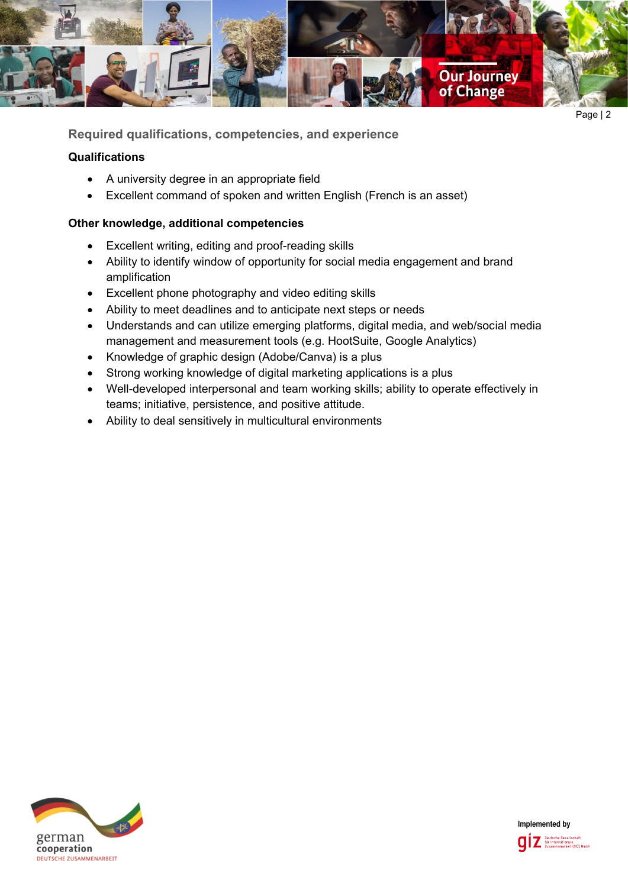## Required qualifications, competencies, and experience

### Qualifications

- A university degree in an appropriate field
- Excellent command of spoken and written English (French is an asset)

### Other knowledge, additional competencies

- Excellent writing, editing and proof-reading skills
- Ability to identify window of opportunity for social media engagement and brand amplification
- Excellent phone photography and video editing skills
- Ability to meet deadlines and to anticipate next steps or needs
- Understands and can utilize emerging platforms, digital media, and web/social media management and measurement tools (e.g. HootSuite, Google Analytics)
- Knowledge of graphic design (Adobe/Canva) is a plus
- Strong working knowledge of digital marketing applications is a plus
- Well-developed interpersonal and team working skills; ability to operate effectively in teams; initiative, persistence, and positive attitude.
- Ability to deal sensitively in multicultural environments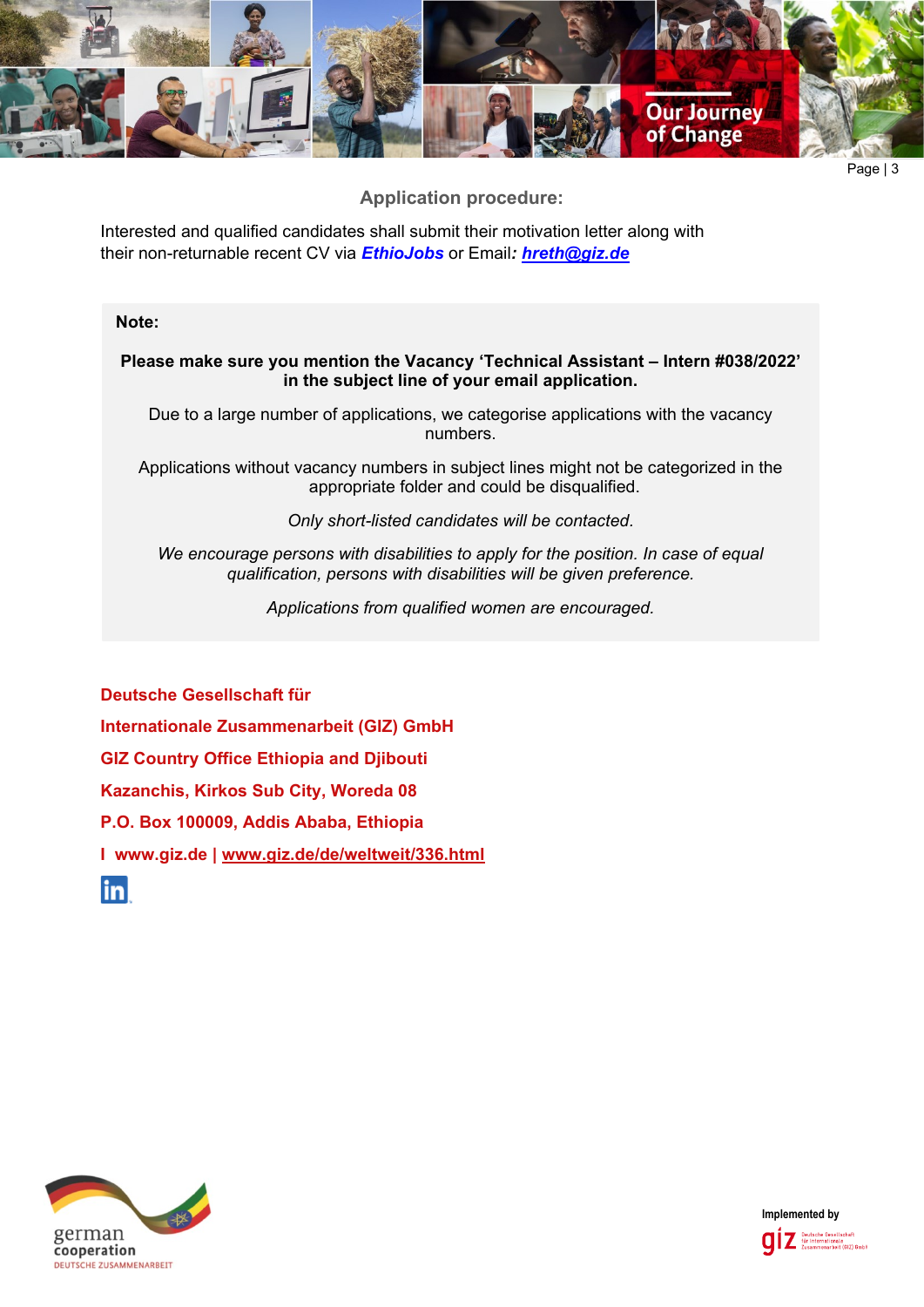## Application procedure:

Interested and qualified candidates shall submit their motivation letter along with their non-returnable recent CV via ***EthioJobs*** or Email***:*** ***hreth@giz.de***

**Note:**

**Please make sure you mention the Vacancy 'Technical Assistant – Intern #038/2022' in the subject line of your email application.**

Due to a large number of applications, we categorise applications with the vacancy numbers.

Applications without vacancy numbers in subject lines might not be categorized in the appropriate folder and could be disqualified.

*Only short-listed candidates will be contacted.*

*We encourage persons with disabilities to apply for the position. In case of equal qualification, persons with disabilities will be given preference.*

*Applications from qualified women are encouraged.*

**Deutsche Gesellschaft für**

**Internationale Zusammenarbeit (GIZ) GmbH**

**GIZ Country Office Ethiopia and Djibouti**

**Kazanchis, Kirkos Sub City, Woreda 08**

**P.O. Box 100009, Addis Ababa, Ethiopia**

**I www.giz.de | www.giz.de/de/weltweit/336.html**